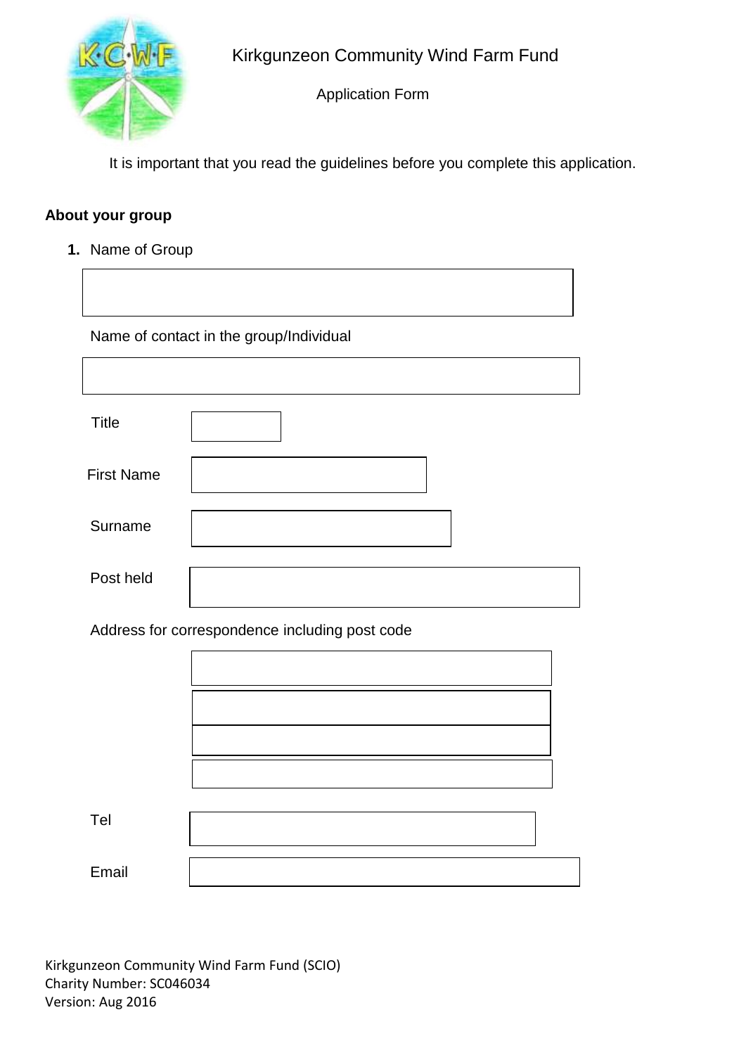# Kirkgunzeon Community Wind Farm Fund

Application Form

It is important that you read the guidelines before you complete this application.

## About your group

1. Name of Group

Name of contact in the group/Individual

Title

First Name

Surname

Post held

Address for correspondence including post code

Tel

Email

Kirkgunzeon Community Wind Farm Fund (SCIO)
Charity Number: SC046034
Version: Aug 2016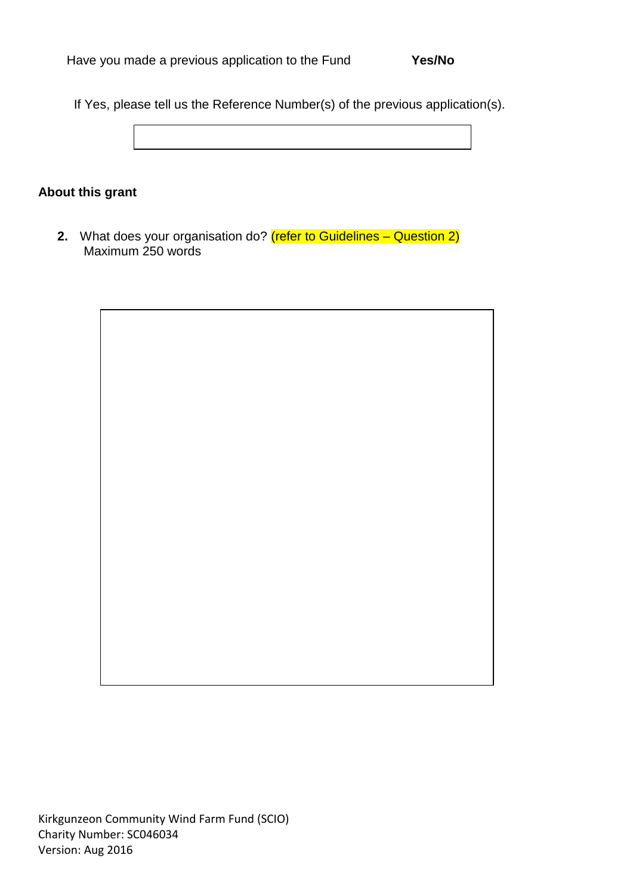Have you made a previous application to the Fund **Yes/No**

If Yes, please tell us the Reference Number(s) of the previous application(s).

## About this grant

**2.** What does your organisation do? (refer to Guidelines – Question 2)
Maximum 250 words

Kirkgunzeon Community Wind Farm Fund (SCIO)
Charity Number: SC046034
Version: Aug 2016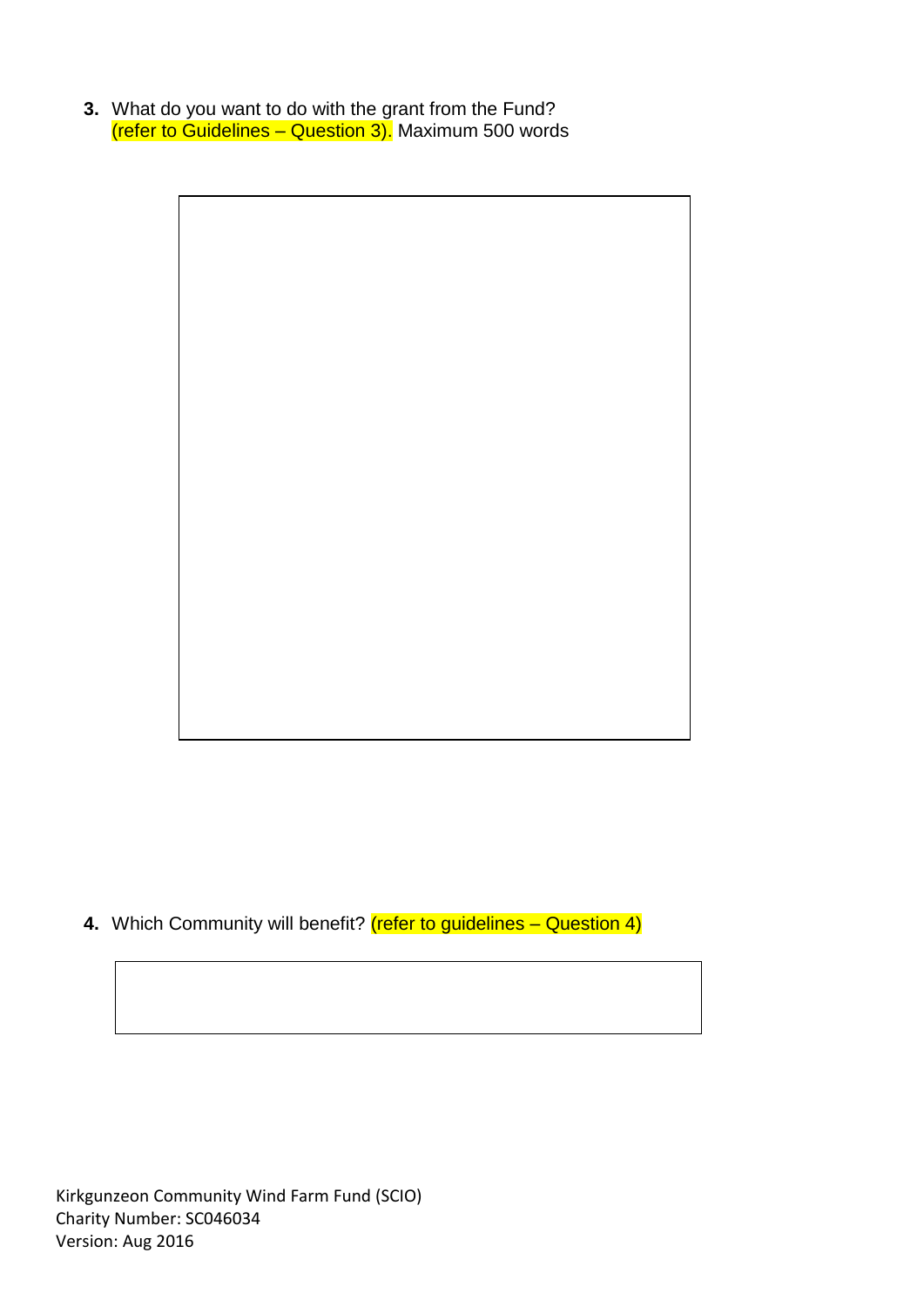**3.** What do you want to do with the grant from the Fund? (refer to Guidelines – Question 3). Maximum 500 words

**4.** Which Community will benefit? (refer to guidelines – Question 4)

Kirkgunzeon Community Wind Farm Fund (SCIO)
Charity Number: SC046034
Version: Aug 2016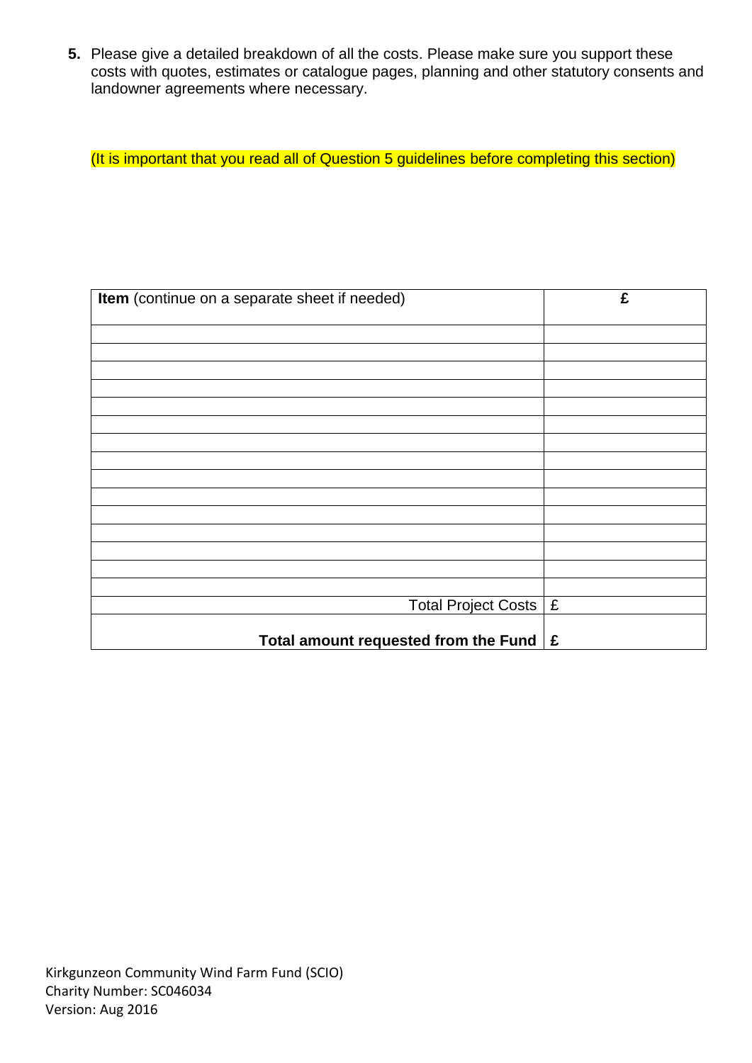**5.** Please give a detailed breakdown of all the costs. Please make sure you support these costs with quotes, estimates or catalogue pages, planning and other statutory consents and landowner agreements where necessary.

(It is important that you read all of Question 5 guidelines before completing this section)

| **Item** (continue on a separate sheet if needed) | **£** |
|---|---|
| | |
| | |
| | |
| | |
| | |
| | |
| | |
| | |
| | |
| | |
| | |
| | |
| | |
| | |
| | |
| Total Project Costs | £ |
| **Total amount requested from the Fund** | **£** |

Kirkgunzeon Community Wind Farm Fund (SCIO)
Charity Number: SC046034
Version: Aug 2016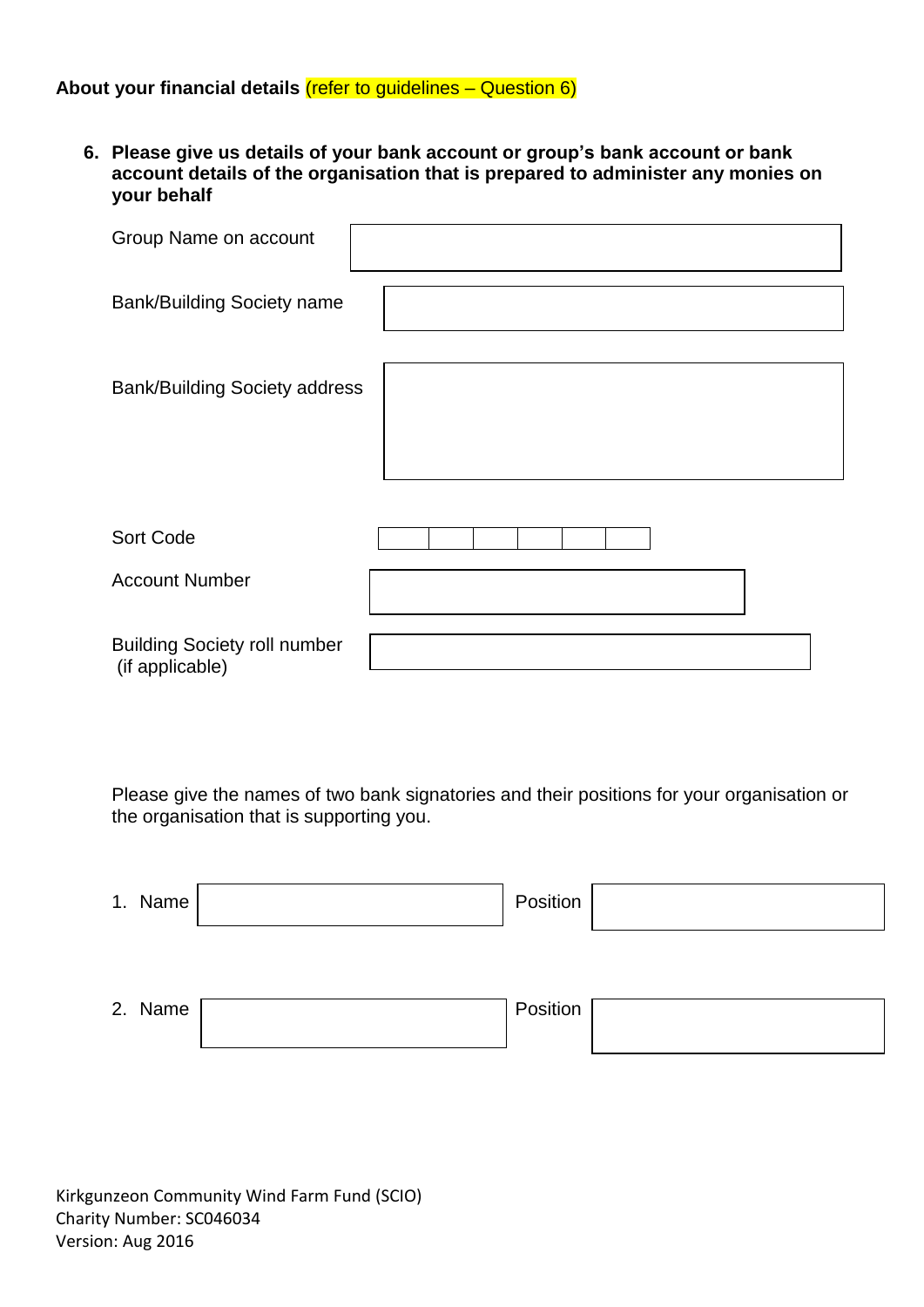**About your financial details** (refer to guidelines – Question 6)

6. **Please give us details of your bank account or group's bank account or bank account details of the organisation that is prepared to administer any monies on your behalf**

| | |
|---|---|
| Group Name on account | |
| Bank/Building Society name | |
| Bank/Building Society address | |
| Sort Code | |
| Account Number | |
| Building Society roll number (if applicable) | |

Please give the names of two bank signatories and their positions for your organisation or the organisation that is supporting you.

| | Name | Position |
|---|---|---|
| 1. | | |
| 2. | | |

Kirkgunzeon Community Wind Farm Fund (SCIO)
Charity Number: SC046034
Version: Aug 2016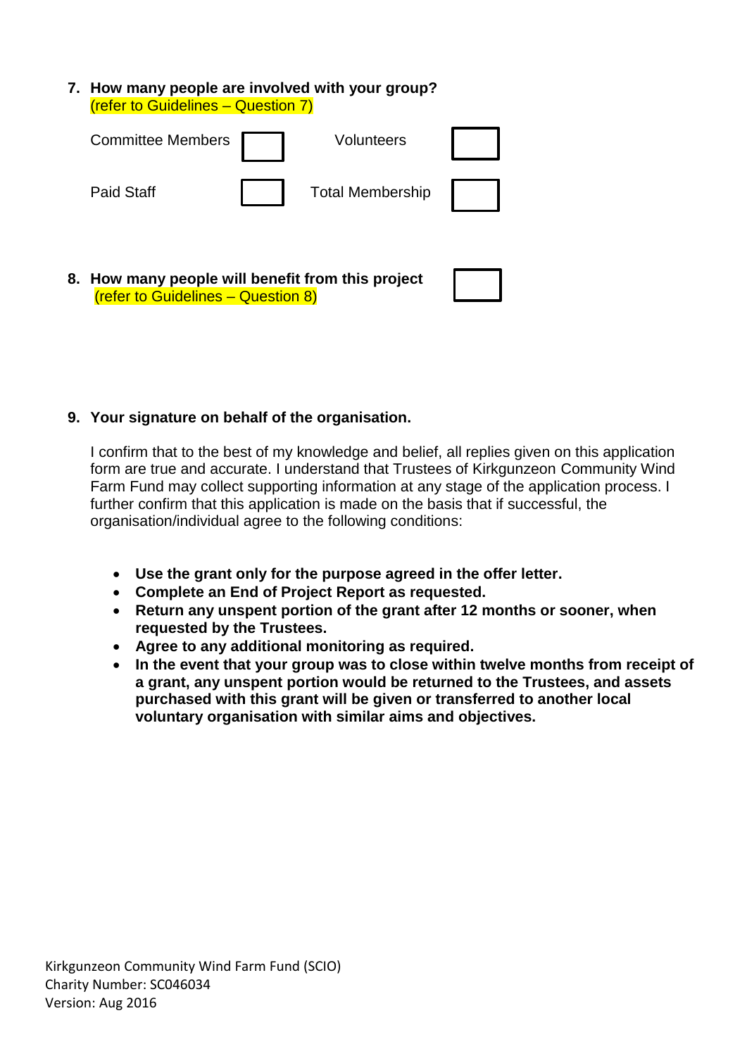**7. How many people are involved with your group?**
(refer to Guidelines – Question 7)

| Committee Members | | Volunteers | |
|---|---|---|---|
| Paid Staff | | Total Membership | |

**8. How many people will benefit from this project**
(refer to Guidelines – Question 8)

**9. Your signature on behalf of the organisation.**

I confirm that to the best of my knowledge and belief, all replies given on this application form are true and accurate. I understand that Trustees of Kirkgunzeon Community Wind Farm Fund may collect supporting information at any stage of the application process. I further confirm that this application is made on the basis that if successful, the organisation/individual agree to the following conditions:

- **Use the grant only for the purpose agreed in the offer letter.**
- **Complete an End of Project Report as requested.**
- **Return any unspent portion of the grant after 12 months or sooner, when requested by the Trustees.**
- **Agree to any additional monitoring as required.**
- **In the event that your group was to close within twelve months from receipt of a grant, any unspent portion would be returned to the Trustees, and assets purchased with this grant will be given or transferred to another local voluntary organisation with similar aims and objectives.**

Kirkgunzeon Community Wind Farm Fund (SCIO)
Charity Number: SC046034
Version: Aug 2016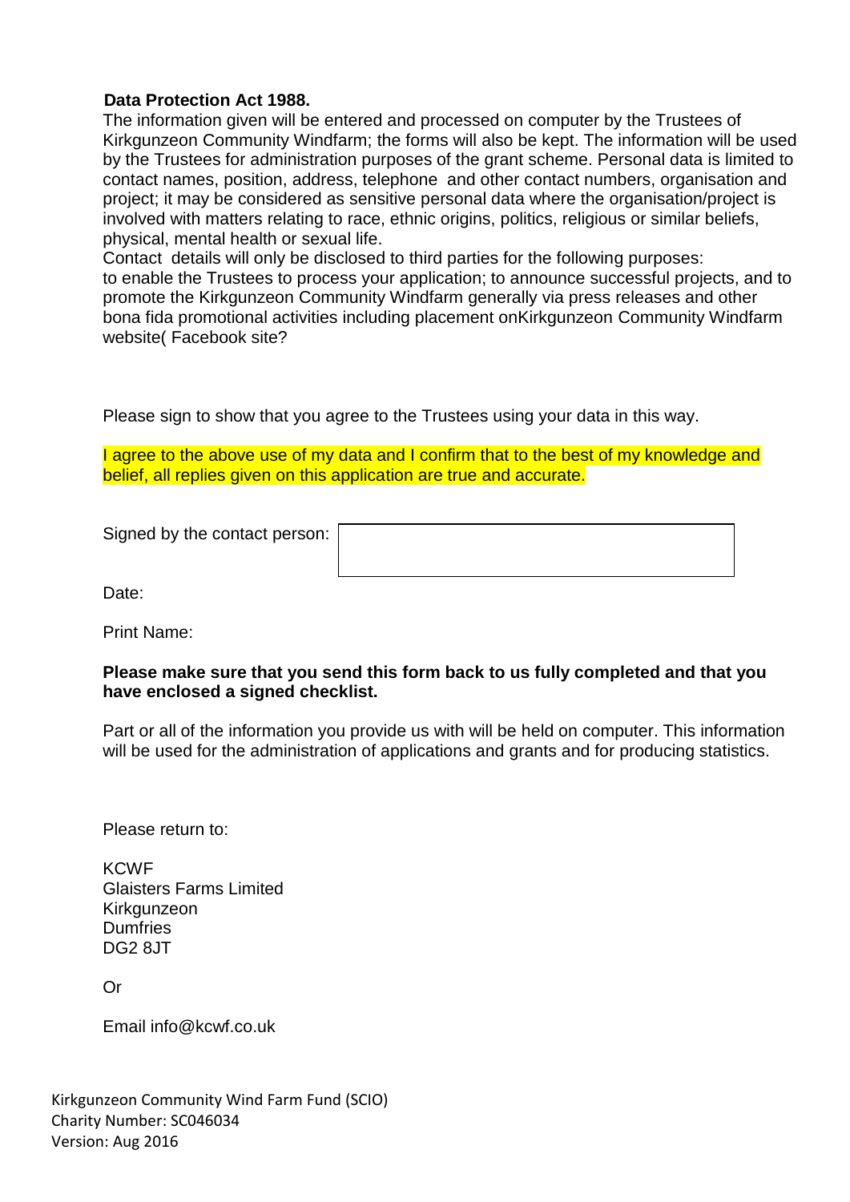**Data Protection Act 1988.**

The information given will be entered and processed on computer by the Trustees of Kirkgunzeon Community Windfarm; the forms will also be kept. The information will be used by the Trustees for administration purposes of the grant scheme. Personal data is limited to contact names, position, address, telephone and other contact numbers, organisation and project; it may be considered as sensitive personal data where the organisation/project is involved with matters relating to race, ethnic origins, politics, religious or similar beliefs, physical, mental health or sexual life.

Contact details will only be disclosed to third parties for the following purposes: to enable the Trustees to process your application; to announce successful projects, and to promote the Kirkgunzeon Community Windfarm generally via press releases and other bona fida promotional activities including placement onKirkgunzeon Community Windfarm website( Facebook site?

Please sign to show that you agree to the Trustees using your data in this way.

I agree to the above use of my data and I confirm that to the best of my knowledge and belief, all replies given on this application are true and accurate.

Signed by the contact person:

Date:

Print Name:

**Please make sure that you send this form back to us fully completed and that you have enclosed a signed checklist.**

Part or all of the information you provide us with will be held on computer. This information will be used for the administration of applications and grants and for producing statistics.

Please return to:

KCWF
Glaisters Farms Limited
Kirkgunzeon
Dumfries
DG2 8JT

Or

Email info@kcwf.co.uk

Kirkgunzeon Community Wind Farm Fund (SCIO)
Charity Number: SC046034
Version: Aug 2016